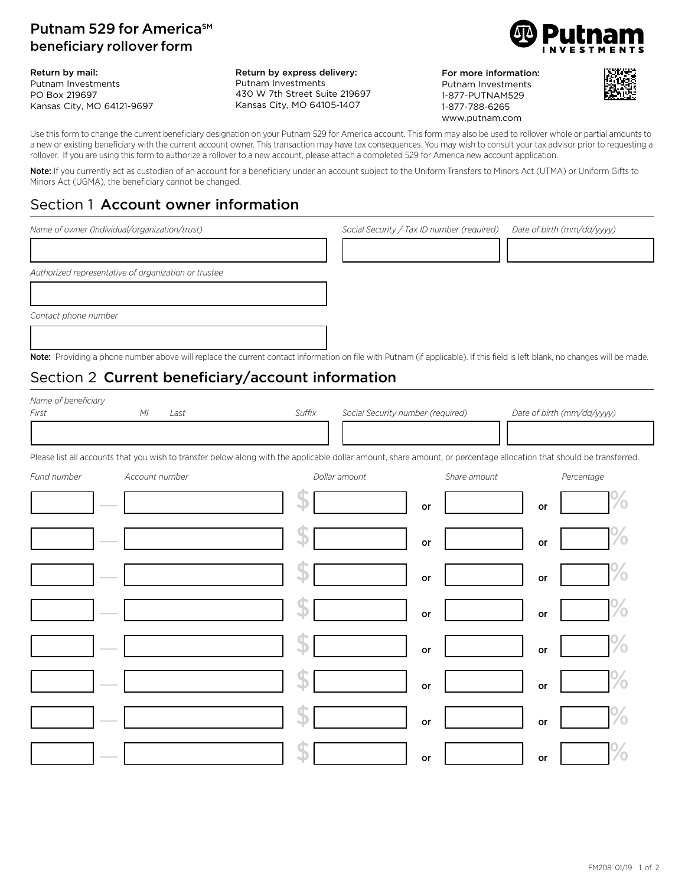# Putnam 529 for America℠ beneficiary rollover form

**Return by mail:**
Putnam Investments
PO Box 219697
Kansas City, MO 64121-9697

**Return by express delivery:**
Putnam Investments
430 W 7th Street Suite 219697
Kansas City, MO 64105-1407

**For more information:**
Putnam Investments
1-877-PUTNAM529
1-877-788-6265
www.putnam.com

Use this form to change the current beneficiary designation on your Putnam 529 for America account. This form may also be used to rollover whole or partial amounts to a new or existing beneficiary with the current account owner. This transaction may have tax consequences. You may wish to consult your tax advisor prior to requesting a rollover. If you are using this form to authorize a rollover to a new account, please attach a completed 529 for America new account application.

**Note:** If you currently act as custodian of an account for a beneficiary under an account subject to the Uniform Transfers to Minors Act (UTMA) or Uniform Gifts to Minors Act (UGMA), the beneficiary cannot be changed.

## Section 1 Account owner information

*Name of owner (Individual/organization/trust)* | *Social Security / Tax ID number (required)* | *Date of birth (mm/dd/yyyy)*

*Authorized representative of organization or trustee*

*Contact phone number*

**Note:** Providing a phone number above will replace the current contact information on file with Putnam (if applicable). If this field is left blank, no changes will be made.

## Section 2 Current beneficiary/account information

*Name of beneficiary*
*First* | *MI* | *Last* | *Suffix* | *Social Security number (required)* | *Date of birth (mm/dd/yyyy)*

Please list all accounts that you wish to transfer below along with the applicable dollar amount, share amount, or percentage allocation that should be transferred.

| Fund number | Account number | Dollar amount | | Share amount | | Percentage |
|---|---|---|---|---|---|---|
| — | | $ | or | | or | % |
| — | | $ | or | | or | % |
| — | | $ | or | | or | % |
| — | | $ | or | | or | % |
| — | | $ | or | | or | % |
| — | | $ | or | | or | % |
| — | | $ | or | | or | % |
| — | | $ | or | | or | % |

FM208 01/19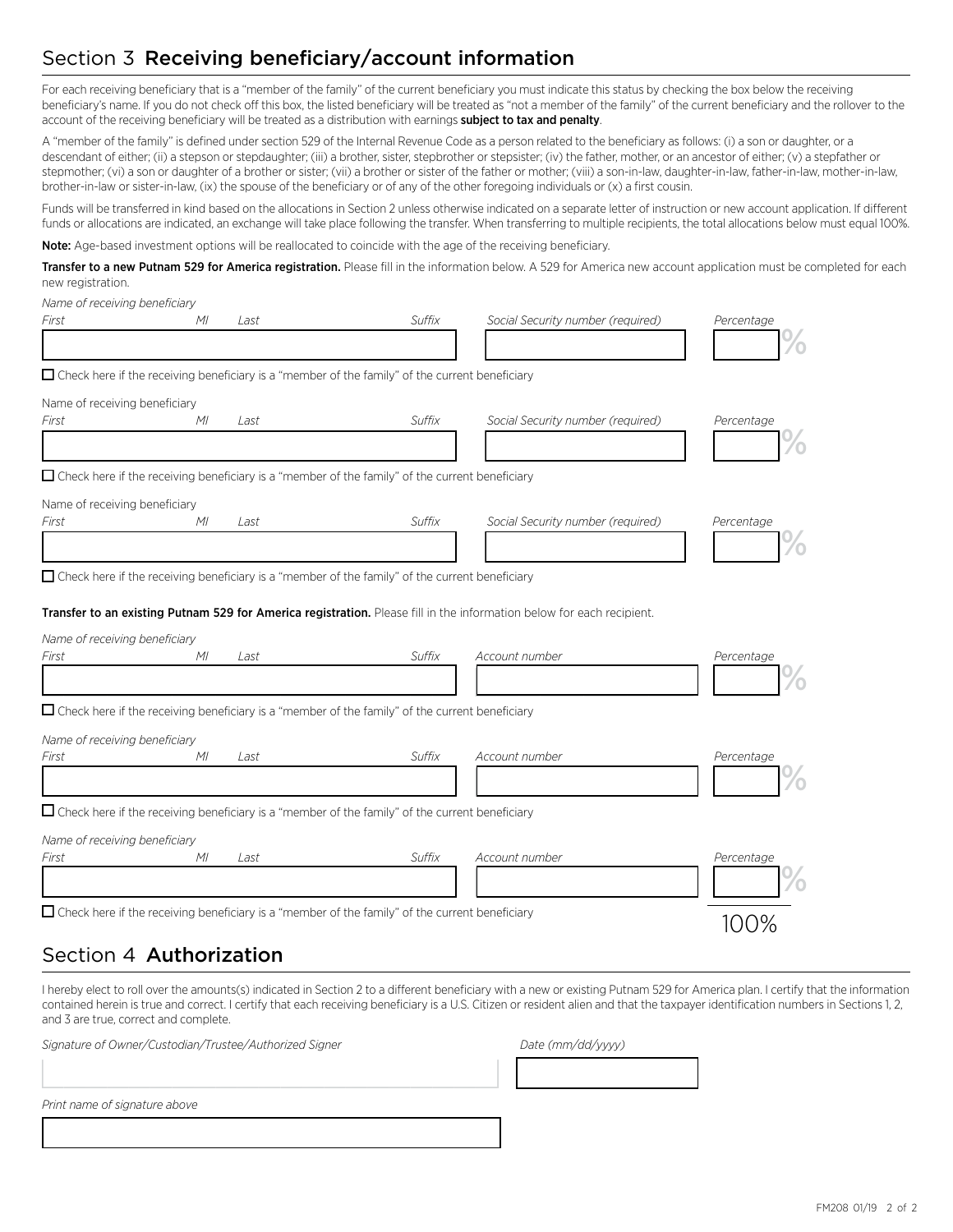## Section 3 **Receiving beneficiary/account information**

For each receiving beneficiary that is a "member of the family" of the current beneficiary you must indicate this status by checking the box below the receiving beneficiary's name. If you do not check off this box, the listed beneficiary will be treated as "not a member of the family" of the current beneficiary and the rollover to the account of the receiving beneficiary will be treated as a distribution with earnings **subject to tax and penalty**.

A "member of the family" is defined under section 529 of the Internal Revenue Code as a person related to the beneficiary as follows: (i) a son or daughter, or a descendant of either; (ii) a stepson or stepdaughter; (iii) a brother, sister, stepbrother or stepsister; (iv) the father, mother, or an ancestor of either; (v) a stepfather or stepmother; (vi) a son or daughter of a brother or sister; (vii) a brother or sister of the father or mother; (viii) a son-in-law, daughter-in-law, father-in-law, mother-in-law, brother-in-law or sister-in-law, (ix) the spouse of the beneficiary or of any of the other foregoing individuals or (x) a first cousin.

Funds will be transferred in kind based on the allocations in Section 2 unless otherwise indicated on a separate letter of instruction or new account application. If different funds or allocations are indicated, an exchange will take place following the transfer. When transferring to multiple recipients, the total allocations below must equal 100%.

**Note:** Age-based investment options will be reallocated to coincide with the age of the receiving beneficiary.

**Transfer to a new Putnam 529 for America registration.** Please fill in the information below. A 529 for America new account application must be completed for each new registration.

*Name of receiving beneficiary*

| *First* | *MI* | *Last* | *Suffix* | *Social Security number (required)* | *Percentage* |
|---|---|---|---|---|---|
| | | | | | % |

☐ Check here if the receiving beneficiary is a "member of the family" of the current beneficiary

Name of receiving beneficiary

| *First* | *MI* | *Last* | *Suffix* | *Social Security number (required)* | *Percentage* |
|---|---|---|---|---|---|
| | | | | | % |

☐ Check here if the receiving beneficiary is a "member of the family" of the current beneficiary

Name of receiving beneficiary

| *First* | *MI* | *Last* | *Suffix* | *Social Security number (required)* | *Percentage* |
|---|---|---|---|---|---|
| | | | | | % |

☐ Check here if the receiving beneficiary is a "member of the family" of the current beneficiary

**Transfer to an existing Putnam 529 for America registration.** Please fill in the information below for each recipient.

*Name of receiving beneficiary*

| *First* | *MI* | *Last* | *Suffix* | *Account number* | *Percentage* |
|---|---|---|---|---|---|
| | | | | | % |

☐ Check here if the receiving beneficiary is a "member of the family" of the current beneficiary

*Name of receiving beneficiary*

| *First* | *MI* | *Last* | *Suffix* | *Account number* | *Percentage* |
|---|---|---|---|---|---|
| | | | | | % |

☐ Check here if the receiving beneficiary is a "member of the family" of the current beneficiary

*Name of receiving beneficiary*

| *First* | *MI* | *Last* | *Suffix* | *Account number* | *Percentage* |
|---|---|---|---|---|---|
| | | | | | % |

☐ Check here if the receiving beneficiary is a "member of the family" of the current beneficiary

100%

## Section 4 **Authorization**

I hereby elect to roll over the amounts(s) indicated in Section 2 to a different beneficiary with a new or existing Putnam 529 for America plan. I certify that the information contained herein is true and correct. I certify that each receiving beneficiary is a U.S. Citizen or resident alien and that the taxpayer identification numbers in Sections 1, 2, and 3 are true, correct and complete.

*Signature of Owner/Custodian/Trustee/Authorized Signer* | *Date (mm/dd/yyyy)*

*Print name of signature above*

FM208 01/19